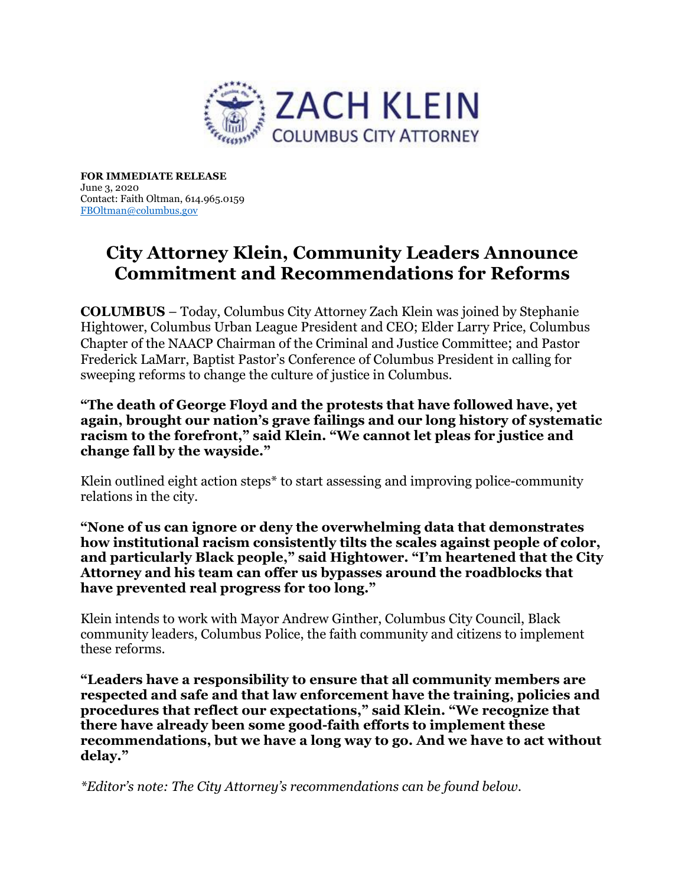ZACH KLEIN
COLUMBUS CITY ATTORNEY

**FOR IMMEDIATE RELEASE**
June 3, 2020
Contact: Faith Oltman, 614.965.0159
FBOltman@columbus.gov

# City Attorney Klein, Community Leaders Announce Commitment and Recommendations for Reforms

**COLUMBUS** – Today, Columbus City Attorney Zach Klein was joined by Stephanie Hightower, Columbus Urban League President and CEO; Elder Larry Price, Columbus Chapter of the NAACP Chairman of the Criminal and Justice Committee; and Pastor Frederick LaMarr, Baptist Pastor's Conference of Columbus President in calling for sweeping reforms to change the culture of justice in Columbus.

**"The death of George Floyd and the protests that have followed have, yet again, brought our nation's grave failings and our long history of systematic racism to the forefront," said Klein. "We cannot let pleas for justice and change fall by the wayside."**

Klein outlined eight action steps* to start assessing and improving police-community relations in the city.

**"None of us can ignore or deny the overwhelming data that demonstrates how institutional racism consistently tilts the scales against people of color, and particularly Black people," said Hightower. "I'm heartened that the City Attorney and his team can offer us bypasses around the roadblocks that have prevented real progress for too long."**

Klein intends to work with Mayor Andrew Ginther, Columbus City Council, Black community leaders, Columbus Police, the faith community and citizens to implement these reforms.

**"Leaders have a responsibility to ensure that all community members are respected and safe and that law enforcement have the training, policies and procedures that reflect our expectations," said Klein. "We recognize that there have already been some good-faith efforts to implement these recommendations, but we have a long way to go. And we have to act without delay."**

*\*Editor's note: The City Attorney's recommendations can be found below.*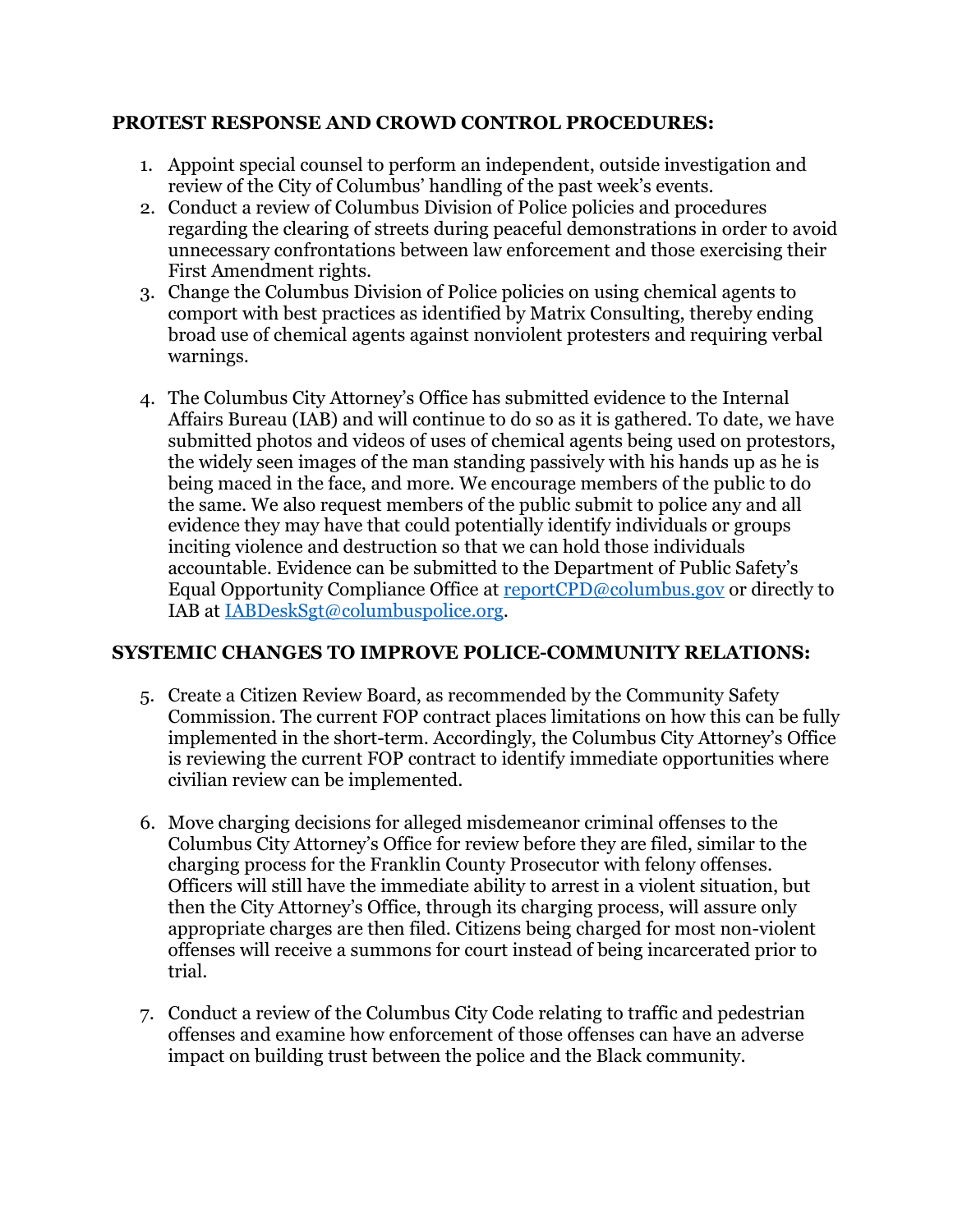**PROTEST RESPONSE AND CROWD CONTROL PROCEDURES:**

1. Appoint special counsel to perform an independent, outside investigation and review of the City of Columbus' handling of the past week's events.
2. Conduct a review of Columbus Division of Police policies and procedures regarding the clearing of streets during peaceful demonstrations in order to avoid unnecessary confrontations between law enforcement and those exercising their First Amendment rights.
3. Change the Columbus Division of Police policies on using chemical agents to comport with best practices as identified by Matrix Consulting, thereby ending broad use of chemical agents against nonviolent protesters and requiring verbal warnings.

4. The Columbus City Attorney's Office has submitted evidence to the Internal Affairs Bureau (IAB) and will continue to do so as it is gathered. To date, we have submitted photos and videos of uses of chemical agents being used on protestors, the widely seen images of the man standing passively with his hands up as he is being maced in the face, and more. We encourage members of the public to do the same. We also request members of the public submit to police any and all evidence they may have that could potentially identify individuals or groups inciting violence and destruction so that we can hold those individuals accountable. Evidence can be submitted to the Department of Public Safety's Equal Opportunity Compliance Office at [reportCPD@columbus.gov](mailto:reportCPD@columbus.gov) or directly to IAB at [IABDeskSgt@columbuspolice.org](mailto:IABDeskSgt@columbuspolice.org).

**SYSTEMIC CHANGES TO IMPROVE POLICE-COMMUNITY RELATIONS:**

5. Create a Citizen Review Board, as recommended by the Community Safety Commission. The current FOP contract places limitations on how this can be fully implemented in the short-term. Accordingly, the Columbus City Attorney's Office is reviewing the current FOP contract to identify immediate opportunities where civilian review can be implemented.

6. Move charging decisions for alleged misdemeanor criminal offenses to the Columbus City Attorney's Office for review before they are filed, similar to the charging process for the Franklin County Prosecutor with felony offenses. Officers will still have the immediate ability to arrest in a violent situation, but then the City Attorney's Office, through its charging process, will assure only appropriate charges are then filed. Citizens being charged for most non-violent offenses will receive a summons for court instead of being incarcerated prior to trial.

7. Conduct a review of the Columbus City Code relating to traffic and pedestrian offenses and examine how enforcement of those offenses can have an adverse impact on building trust between the police and the Black community.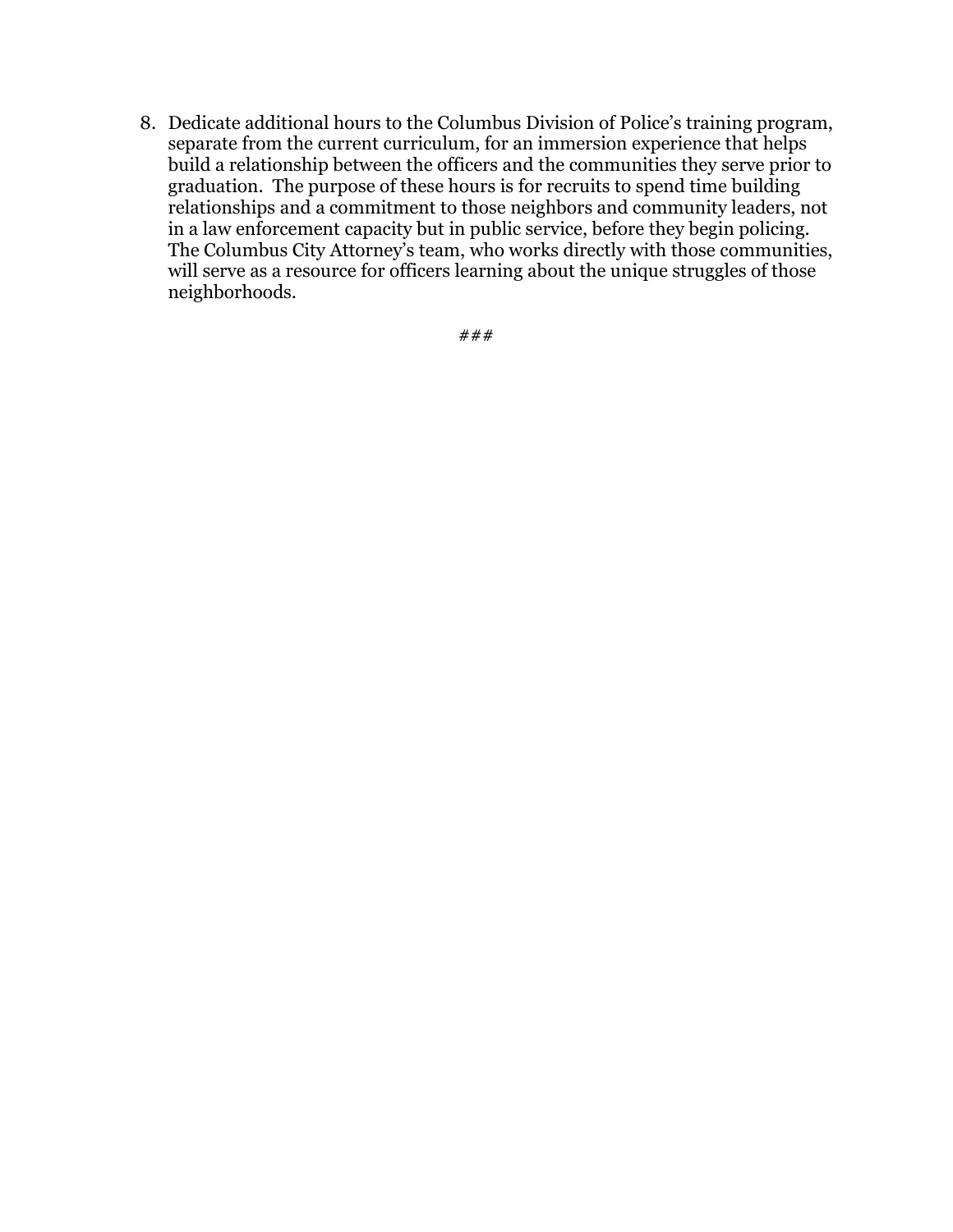8. Dedicate additional hours to the Columbus Division of Police's training program, separate from the current curriculum, for an immersion experience that helps build a relationship between the officers and the communities they serve prior to graduation. The purpose of these hours is for recruits to spend time building relationships and a commitment to those neighbors and community leaders, not in a law enforcement capacity but in public service, before they begin policing. The Columbus City Attorney's team, who works directly with those communities, will serve as a resource for officers learning about the unique struggles of those neighborhoods.

###